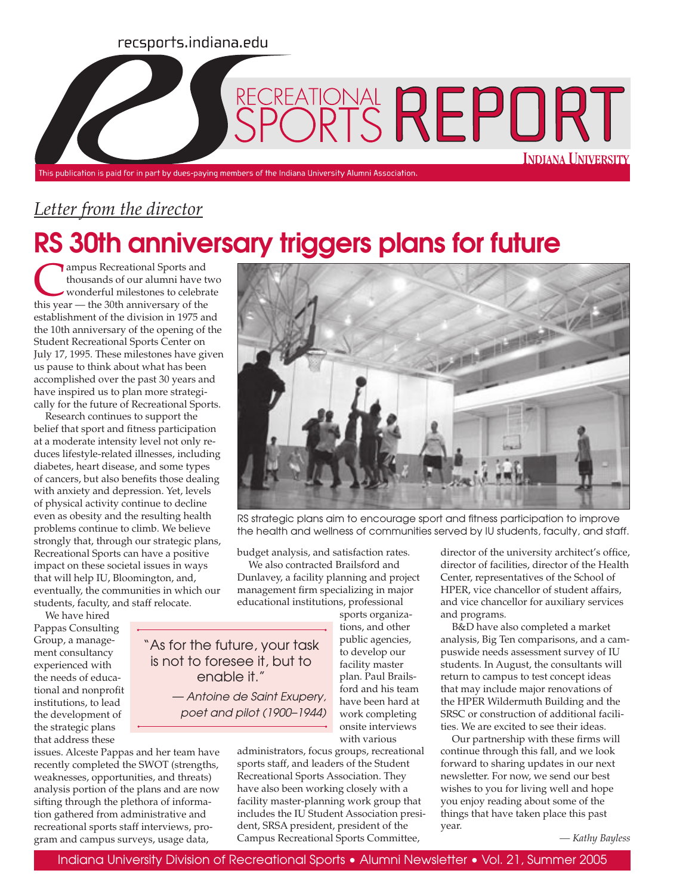recsports.indiana.edu

# RECREATIONAL SPORTS REPORT

INDIANA UNIVERSITY

This publication is paid for in part by dues-paying members of the Indiana University Alumni Association.

*Letter from the director*

## RS 30th anniversary triggers plans for future

Campus Recreational Sports and thousands of our alumni have two wonderful milestones to celebrate this year — the 30th anniversary of the establishment of the division in 1975 and the 10th anniversary of the opening of the Student Recreational Sports Center on July 17, 1995. These milestones have given us pause to think about what has been accomplished over the past 30 years and have inspired us to plan more strategically for the future of Recreational Sports.

Research continues to support the belief that sport and fitness participation at a moderate intensity level not only reduces lifestyle-related illnesses, including diabetes, heart disease, and some types of cancers, but also benefits those dealing with anxiety and depression. Yet, levels of physical activity continue to decline even as obesity and the resulting health problems continue to climb. We believe strongly that, through our strategic plans, Recreational Sports can have a positive impact on these societal issues in ways that will help IU, Bloomington, and, eventually, the communities in which our students, faculty, and staff relocate.

RS strategic plans aim to encourage sport and fitness participation to improve the health and wellness of communities served by IU students, faculty, and staff.

We have hired Pappas Consulting Group, a management consultancy experienced with the needs of educational and nonprofit institutions, to lead the development of the strategic plans that address these issues. Alceste Pappas and her team have recently completed the SWOT (strengths, weaknesses, opportunities, and threats) analysis portion of the plans and are now sifting through the plethora of information gathered from administrative and recreational sports staff interviews, program and campus surveys, usage data, budget analysis, and satisfaction rates.

> "As for the future, your task is not to foresee it, but to enable it."
>
> — *Antoine de Saint Exupery, poet and pilot (1900–1944)*

We also contracted Brailsford and Dunlavey, a facility planning and project management firm specializing in major educational institutions, professional sports organizations, and other public agencies, to develop our facility master plan. Paul Brailsford and his team have been hard at work completing onsite interviews with various administrators, focus groups, recreational sports staff, and leaders of the Student Recreational Sports Association. They have also been working closely with a facility master-planning work group that includes the IU Student Association president, SRSA president, president of the Campus Recreational Sports Committee, director of the university architect's office, director of facilities, director of the Health Center, representatives of the School of HPER, vice chancellor of student affairs, and vice chancellor for auxiliary services and programs.

B&D have also completed a market analysis, Big Ten comparisons, and a campuswide needs assessment survey of IU students. In August, the consultants will return to campus to test concept ideas that may include major renovations of the HPER Wildermuth Building and the SRSC or construction of additional facilities. We are excited to see their ideas.

Our partnership with these firms will continue through this fall, and we look forward to sharing updates in our next newsletter. For now, we send our best wishes to you for living well and hope you enjoy reading about some of the things that have taken place this past year.

*— Kathy Bayless*

Indiana University Division of Recreational Sports • Alumni Newsletter • Vol. 21, Summer 2005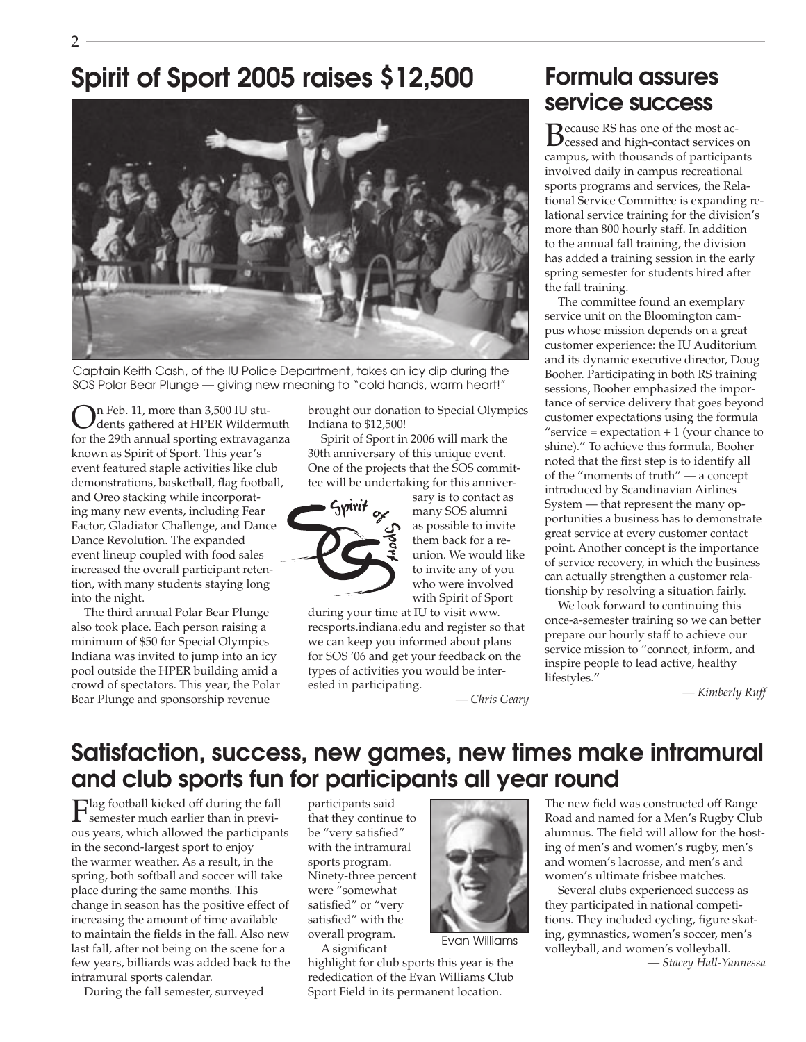## Spirit of Sport 2005 raises $12,500

Captain Keith Cash, of the IU Police Department, takes an icy dip during the SOS Polar Bear Plunge — giving new meaning to "cold hands, warm heart!"

On Feb. 11, more than 3,500 IU students gathered at HPER Wildermuth for the 29th annual sporting extravaganza known as Spirit of Sport. This year's event featured staple activities like club demonstrations, basketball, flag football, and Oreo stacking while incorporating many new events, including Fear Factor, Gladiator Challenge, and Dance Dance Revolution. The expanded event lineup coupled with food sales increased the overall participant retention, with many students staying long into the night.

The third annual Polar Bear Plunge also took place. Each person raising a minimum of $50 for Special Olympics Indiana was invited to jump into an icy pool outside the HPER building amid a crowd of spectators. This year, the Polar Bear Plunge and sponsorship revenue brought our donation to Special Olympics Indiana to $12,500!

Spirit of Sport in 2006 will mark the 30th anniversary of this unique event. One of the projects that the SOS committee will be undertaking for this anniversary is to contact as many SOS alumni as possible to invite them back for a reunion. We would like to invite any of you who were involved with Spirit of Sport during your time at IU to visit www.recsports.indiana.edu and register so that we can keep you informed about plans for SOS '06 and get your feedback on the types of activities you would be interested in participating.

*— Chris Geary*

## Formula assures service success

Because RS has one of the most accessed and high-contact services on campus, with thousands of participants involved daily in campus recreational sports programs and services, the Relational Service Committee is expanding relational service training for the division's more than 800 hourly staff. In addition to the annual fall training, the division has added a training session in the early spring semester for students hired after the fall training.

The committee found an exemplary service unit on the Bloomington campus whose mission depends on a great customer experience: the IU Auditorium and its dynamic executive director, Doug Booher. Participating in both RS training sessions, Booher emphasized the importance of service delivery that goes beyond customer expectations using the formula "service = expectation + 1 (your chance to shine)." To achieve this formula, Booher noted that the first step is to identify all of the "moments of truth" — a concept introduced by Scandinavian Airlines System — that represent the many opportunities a business has to demonstrate great service at every customer contact point. Another concept is the importance of service recovery, in which the business can actually strengthen a customer relationship by resolving a situation fairly.

We look forward to continuing this once-a-semester training so we can better prepare our hourly staff to achieve our service mission to "connect, inform, and inspire people to lead active, healthy lifestyles."

*— Kimberly Ruff*

## Satisfaction, success, new games, new times make intramural and club sports fun for participants all year round

Flag football kicked off during the fall semester much earlier than in previous years, which allowed the participants in the second-largest sport to enjoy the warmer weather. As a result, in the spring, both softball and soccer will take place during the same months. This change in season has the positive effect of increasing the amount of time available to maintain the fields in the fall. Also new last fall, after not being on the scene for a few years, billiards was added back to the intramural sports calendar.

During the fall semester, surveyed participants said that they continue to be "very satisfied" with the intramural sports program. Ninety-three percent were "somewhat satisfied" or "very satisfied" with the overall program.

Evan Williams

A significant highlight for club sports this year is the rededication of the Evan Williams Club Sport Field in its permanent location. The new field was constructed off Range Road and named for a Men's Rugby Club alumnus. The field will allow for the hosting of men's and women's rugby, men's and women's lacrosse, and men's and women's ultimate frisbee matches.

Several clubs experienced success as they participated in national competitions. They included cycling, figure skating, gymnastics, women's soccer, men's volleyball, and women's volleyball.

*— Stacey Hall-Yannessa*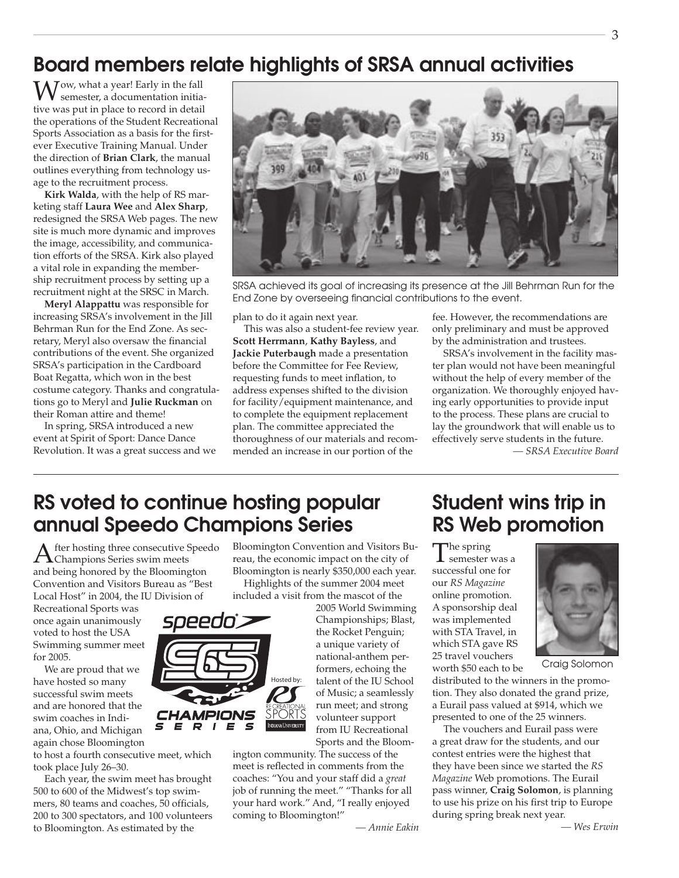## Board members relate highlights of SRSA annual activities

Wow, what a year! Early in the fall semester, a documentation initiative was put in place to record in detail the operations of the Student Recreational Sports Association as a basis for the first-ever Executive Training Manual. Under the direction of **Brian Clark**, the manual outlines everything from technology usage to the recruitment process.

**Kirk Walda**, with the help of RS marketing staff **Laura Wee** and **Alex Sharp**, redesigned the SRSA Web pages. The new site is much more dynamic and improves the image, accessibility, and communication efforts of the SRSA. Kirk also played a vital role in expanding the membership recruitment process by setting up a recruitment night at the SRSC in March.

**Meryl Alappattu** was responsible for increasing SRSA's involvement in the Jill Behrman Run for the End Zone. As secretary, Meryl also oversaw the financial contributions of the event. She organized SRSA's participation in the Cardboard Boat Regatta, which won in the best costume category. Thanks and congratulations go to Meryl and **Julie Ruckman** on their Roman attire and theme!

In spring, SRSA introduced a new event at Spirit of Sport: Dance Dance Revolution. It was a great success and we plan to do it again next year.

SRSA achieved its goal of increasing its presence at the Jill Behrman Run for the End Zone by overseeing financial contributions to the event.

This was also a student-fee review year. **Scott Herrmann**, **Kathy Bayless**, and **Jackie Puterbaugh** made a presentation before the Committee for Fee Review, requesting funds to meet inflation, to address expenses shifted to the division for facility/equipment maintenance, and to complete the equipment replacement plan. The committee appreciated the thoroughness of our materials and recommended an increase in our portion of the fee. However, the recommendations are only preliminary and must be approved by the administration and trustees.

SRSA's involvement in the facility master plan would not have been meaningful without the help of every member of the organization. We thoroughly enjoyed having early opportunities to provide input to the process. These plans are crucial to lay the groundwork that will enable us to effectively serve students in the future.

*— SRSA Executive Board*

## RS voted to continue hosting popular annual Speedo Champions Series

After hosting three consecutive Speedo Champions Series swim meets and being honored by the Bloomington Convention and Visitors Bureau as "Best Local Host" in 2004, the IU Division of Recreational Sports was once again unanimously voted to host the USA Swimming summer meet for 2005.

We are proud that we have hosted so many successful swim meets and are honored that the swim coaches in Indiana, Ohio, and Michigan again chose Bloomington to host a fourth consecutive meet, which took place July 26–30.

Each year, the swim meet has brought 500 to 600 of the Midwest's top swimmers, 80 teams and coaches, 50 officials, 200 to 300 spectators, and 100 volunteers to Bloomington. As estimated by the Bloomington Convention and Visitors Bureau, the economic impact on the city of Bloomington is nearly $350,000 each year.

Highlights of the summer 2004 meet included a visit from the mascot of the 2005 World Swimming Championships; Blast, the Rocket Penguin; a unique variety of national-anthem performers, echoing the talent of the IU School of Music; a seamlessly run meet; and strong volunteer support from IU Recreational Sports and the Bloomington community. The success of the meet is reflected in comments from the coaches: "You and your staff did a *great* job of running the meet." "Thanks for all your hard work." And, "I really enjoyed coming to Bloomington!"

*— Annie Eakin*

## Student wins trip in RS Web promotion

The spring semester was a successful one for our *RS Magazine* online promotion. A sponsorship deal was implemented with STA Travel, in which STA gave RS 25 travel vouchers worth $50 each to be distributed to the winners in the promotion. They also donated the grand prize, a Eurail pass valued at $914, which we presented to one of the 25 winners.

Craig Solomon

The vouchers and Eurail pass were a great draw for the students, and our contest entries were the highest that they have been since we started the *RS Magazine* Web promotions. The Eurail pass winner, **Craig Solomon**, is planning to use his prize on his first trip to Europe during spring break next year.

*— Wes Erwin*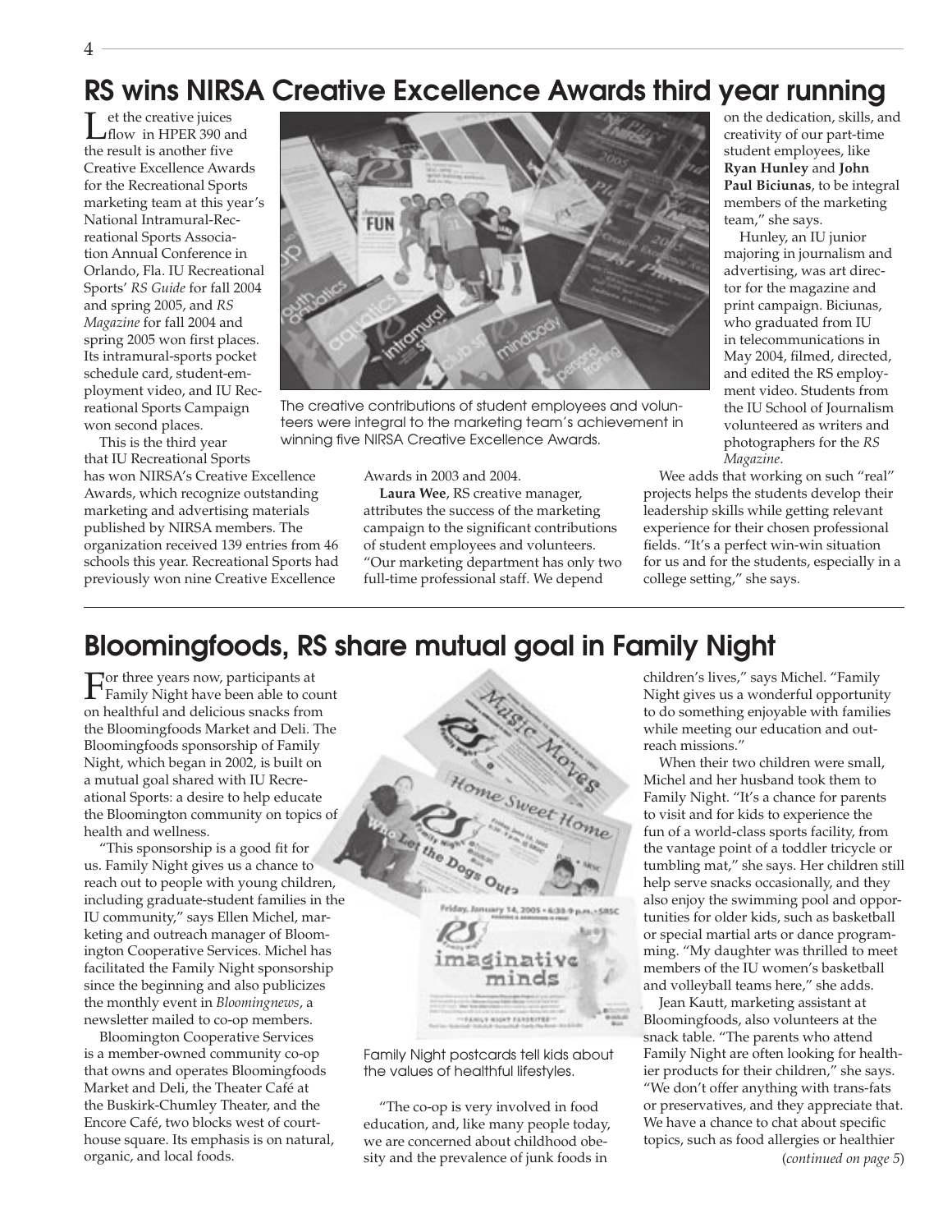## RS wins NIRSA Creative Excellence Awards third year running

Let the creative juices flow in HPER 390 and the result is another five Creative Excellence Awards for the Recreational Sports marketing team at this year's National Intramural-Recreational Sports Association Annual Conference in Orlando, Fla. IU Recreational Sports' *RS Guide* for fall 2004 and spring 2005, and *RS Magazine* for fall 2004 and spring 2005 won first places. Its intramural-sports pocket schedule card, student-employment video, and IU Recreational Sports Campaign won second places.

This is the third year that IU Recreational Sports has won NIRSA's Creative Excellence Awards, which recognize outstanding marketing and advertising materials published by NIRSA members. The organization received 139 entries from 46 schools this year. Recreational Sports had previously won nine Creative Excellence Awards in 2003 and 2004.

The creative contributions of student employees and volunteers were integral to the marketing team's achievement in winning five NIRSA Creative Excellence Awards.

**Laura Wee**, RS creative manager, attributes the success of the marketing campaign to the significant contributions of student employees and volunteers. "Our marketing department has only two full-time professional staff. We depend on the dedication, skills, and creativity of our part-time student employees, like **Ryan Hunley** and **John Paul Biciunas**, to be integral members of the marketing team," she says.

Hunley, an IU junior majoring in journalism and advertising, was art director for the magazine and print campaign. Biciunas, who graduated from IU in telecommunications in May 2004, filmed, directed, and edited the RS employment video. Students from the IU School of Journalism volunteered as writers and photographers for the *RS Magazine*.

Wee adds that working on such "real" projects helps the students develop their leadership skills while getting relevant experience for their chosen professional fields. "It's a perfect win-win situation for us and for the students, especially in a college setting," she says.

## Bloomingfoods, RS share mutual goal in Family Night

For three years now, participants at Family Night have been able to count on healthful and delicious snacks from the Bloomingfoods Market and Deli. The Bloomingfoods sponsorship of Family Night, which began in 2002, is built on a mutual goal shared with IU Recreational Sports: a desire to help educate the Bloomington community on topics of health and wellness.

"This sponsorship is a good fit for us. Family Night gives us a chance to reach out to people with young children, including graduate-student families in the IU community," says Ellen Michel, marketing and outreach manager of Bloomington Cooperative Services. Michel has facilitated the Family Night sponsorship since the beginning and also publicizes the monthly event in *Bloomingnews*, a newsletter mailed to co-op members.

Bloomington Cooperative Services is a member-owned community co-op that owns and operates Bloomingfoods Market and Deli, the Theater Café at the Buskirk-Chumley Theater, and the Encore Café, two blocks west of courthouse square. Its emphasis is on natural, organic, and local foods.

Family Night postcards tell kids about the values of healthful lifestyles.

"The co-op is very involved in food education, and, like many people today, we are concerned about childhood obesity and the prevalence of junk foods in children's lives," says Michel. "Family Night gives us a wonderful opportunity to do something enjoyable with families while meeting our education and outreach missions."

When their two children were small, Michel and her husband took them to Family Night. "It's a chance for parents to visit and for kids to experience the fun of a world-class sports facility, from the vantage point of a toddler tricycle or tumbling mat," she says. Her children still help serve snacks occasionally, and they also enjoy the swimming pool and opportunities for older kids, such as basketball or special martial arts or dance programming. "My daughter was thrilled to meet members of the IU women's basketball and volleyball teams here," she adds.

Jean Kautt, marketing assistant at Bloomingfoods, also volunteers at the snack table. "The parents who attend Family Night are often looking for healthier products for their children," she says. "We don't offer anything with trans-fats or preservatives, and they appreciate that. We have a chance to chat about specific topics, such as food allergies or healthier

(*continued on page 5*)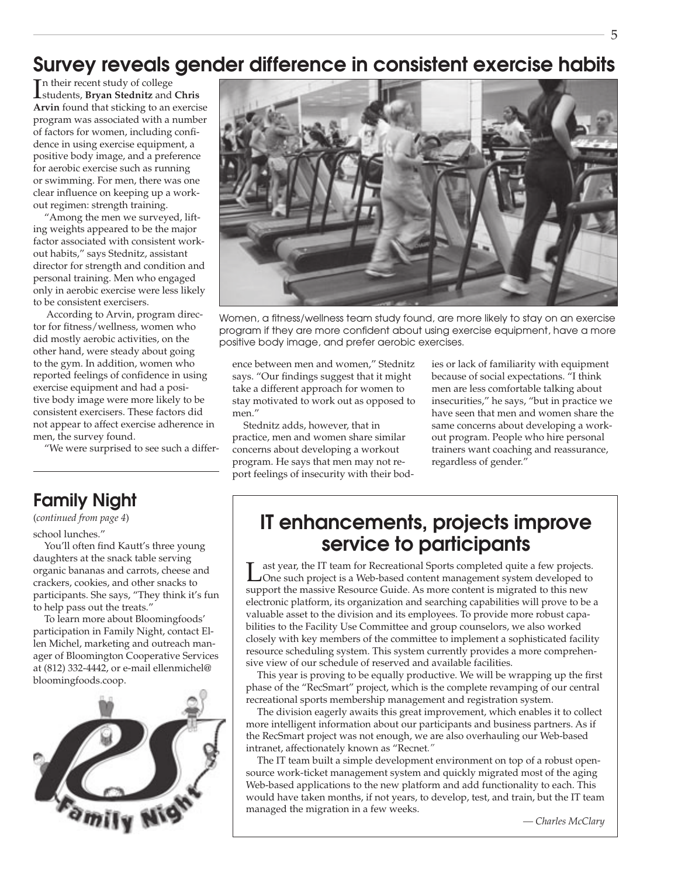## Survey reveals gender difference in consistent exercise habits

In their recent study of college students, **Bryan Stednitz** and **Chris Arvin** found that sticking to an exercise program was associated with a number of factors for women, including confidence in using exercise equipment, a positive body image, and a preference for aerobic exercise such as running or swimming. For men, there was one clear influence on keeping up a workout regimen: strength training.

"Among the men we surveyed, lifting weights appeared to be the major factor associated with consistent workout habits," says Stednitz, assistant director for strength and condition and personal training. Men who engaged only in aerobic exercise were less likely to be consistent exercisers.

According to Arvin, program director for fitness/wellness, women who did mostly aerobic activities, on the other hand, were steady about going to the gym. In addition, women who reported feelings of confidence in using exercise equipment and had a positive body image were more likely to be consistent exercisers. These factors did not appear to affect exercise adherence in men, the survey found.

"We were surprised to see such a difference between men and women," Stednitz says. "Our findings suggest that it might take a different approach for women to stay motivated to work out as opposed to men."

Stednitz adds, however, that in practice, men and women share similar concerns about developing a workout program. He says that men may not report feelings of insecurity with their bodies or lack of familiarity with equipment because of social expectations. "I think men are less comfortable talking about insecurities," he says, "but in practice we have seen that men and women share the same concerns about developing a workout program. People who hire personal trainers want coaching and reassurance, regardless of gender."

Women, a fitness/wellness team study found, are more likely to stay on an exercise program if they are more confident about using exercise equipment, have a more positive body image, and prefer aerobic exercises.

## Family Night

(*continued from page 4*)

school lunches."

You'll often find Kautt's three young daughters at the snack table serving organic bananas and carrots, cheese and crackers, cookies, and other snacks to participants. She says, "They think it's fun to help pass out the treats."

To learn more about Bloomingfoods' participation in Family Night, contact Ellen Michel, marketing and outreach manager of Bloomington Cooperative Services at (812) 332-4442, or e-mail ellenmichel@bloomingfoods.coop.

## IT enhancements, projects improve service to participants

Last year, the IT team for Recreational Sports completed quite a few projects. One such project is a Web-based content management system developed to support the massive Resource Guide. As more content is migrated to this new electronic platform, its organization and searching capabilities will prove to be a valuable asset to the division and its employees. To provide more robust capabilities to the Facility Use Committee and group counselors, we also worked closely with key members of the committee to implement a sophisticated facility resource scheduling system. This system currently provides a more comprehensive view of our schedule of reserved and available facilities.

This year is proving to be equally productive. We will be wrapping up the first phase of the "RecSmart" project, which is the complete revamping of our central recreational sports membership management and registration system.

The division eagerly awaits this great improvement, which enables it to collect more intelligent information about our participants and business partners. As if the RecSmart project was not enough, we are also overhauling our Web-based intranet, affectionately known as "Recnet."

The IT team built a simple development environment on top of a robust open-source work-ticket management system and quickly migrated most of the aging Web-based applications to the new platform and add functionality to each. This would have taken months, if not years, to develop, test, and train, but the IT team managed the migration in a few weeks.

*— Charles McClary*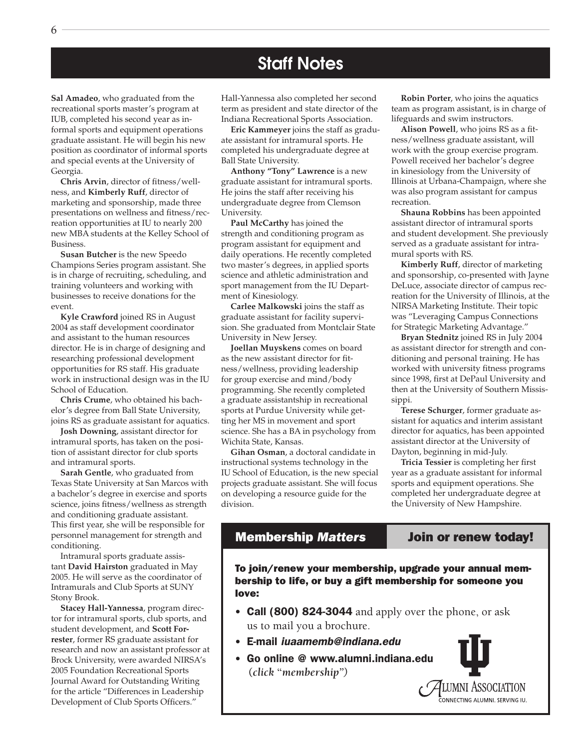# Staff Notes

**Sal Amadeo**, who graduated from the recreational sports master's program at IUB, completed his second year as informal sports and equipment operations graduate assistant. He will begin his new position as coordinator of informal sports and special events at the University of Georgia.

**Chris Arvin**, director of fitness/wellness, and **Kimberly Ruff**, director of marketing and sponsorship, made three presentations on wellness and fitness/recreation opportunities at IU to nearly 200 new MBA students at the Kelley School of Business.

**Susan Butcher** is the new Speedo Champions Series program assistant. She is in charge of recruiting, scheduling, and training volunteers and working with businesses to receive donations for the event.

**Kyle Crawford** joined RS in August 2004 as staff development coordinator and assistant to the human resources director. He is in charge of designing and researching professional development opportunities for RS staff. His graduate work in instructional design was in the IU School of Education.

**Chris Crume**, who obtained his bachelor's degree from Ball State University, joins RS as graduate assistant for aquatics.

**Josh Downing**, assistant director for intramural sports, has taken on the position of assistant director for club sports and intramural sports.

**Sarah Gentle**, who graduated from Texas State University at San Marcos with a bachelor's degree in exercise and sports science, joins fitness/wellness as strength and conditioning graduate assistant. This first year, she will be responsible for personnel management for strength and conditioning.

Intramural sports graduate assistant **David Hairston** graduated in May 2005. He will serve as the coordinator of Intramurals and Club Sports at SUNY Stony Brook.

**Stacey Hall-Yannessa**, program director for intramural sports, club sports, and student development, and **Scott Forrester**, former RS graduate assistant for research and now an assistant professor at Brock University, were awarded NIRSA's 2005 Foundation Recreational Sports Journal Award for Outstanding Writing for the article "Differences in Leadership Development of Club Sports Officers." Hall-Yannessa also completed her second term as president and state director of the Indiana Recreational Sports Association.

**Eric Kammeyer** joins the staff as graduate assistant for intramural sports. He completed his undergraduate degree at Ball State University.

**Anthony "Tony" Lawrence** is a new graduate assistant for intramural sports. He joins the staff after receiving his undergraduate degree from Clemson University.

**Paul McCarthy** has joined the strength and conditioning program as program assistant for equipment and daily operations. He recently completed two master's degrees, in applied sports science and athletic administration and sport management from the IU Department of Kinesiology.

**Carlee Malkowski** joins the staff as graduate assistant for facility supervision. She graduated from Montclair State University in New Jersey.

**Joellan Muyskens** comes on board as the new assistant director for fitness/wellness, providing leadership for group exercise and mind/body programming. She recently completed a graduate assistantship in recreational sports at Purdue University while getting her MS in movement and sport science. She has a BA in psychology from Wichita State, Kansas.

**Gihan Osman**, a doctoral candidate in instructional systems technology in the IU School of Education, is the new special projects graduate assistant. She will focus on developing a resource guide for the division.

**Robin Porter**, who joins the aquatics team as program assistant, is in charge of lifeguards and swim instructors.

**Alison Powell**, who joins RS as a fitness/wellness graduate assistant, will work with the group exercise program. Powell received her bachelor's degree in kinesiology from the University of Illinois at Urbana-Champaign, where she was also program assistant for campus recreation.

**Shauna Robbins** has been appointed assistant director of intramural sports and student development. She previously served as a graduate assistant for intramural sports with RS.

**Kimberly Ruff**, director of marketing and sponsorship, co-presented with Jayne DeLuce, associate director of campus recreation for the University of Illinois, at the NIRSA Marketing Institute. Their topic was "Leveraging Campus Connections for Strategic Marketing Advantage."

**Bryan Stednitz** joined RS in July 2004 as assistant director for strength and conditioning and personal training. He has worked with university fitness programs since 1998, first at DePaul University and then at the University of Southern Mississippi.

**Terese Schurger**, former graduate assistant for aquatics and interim assistant director for aquatics, has been appointed assistant director at the University of Dayton, beginning in mid-July.

**Tricia Tessier** is completing her first year as a graduate assistant for informal sports and equipment operations. She completed her undergraduate degree at the University of New Hampshire.

## Membership *Matters* — Join or renew today!

**To join/renew your membership, upgrade your annual membership to life, or buy a gift membership for someone you love:**

- **Call (800) 824-3044** and apply over the phone, or ask us to mail you a brochure.
- **E-mail *iuaamemb@indiana.edu***
- **Go online @ www.alumni.indiana.edu** (*click "membership"*)

Alumni Association
CONNECTING ALUMNI. SERVING IU.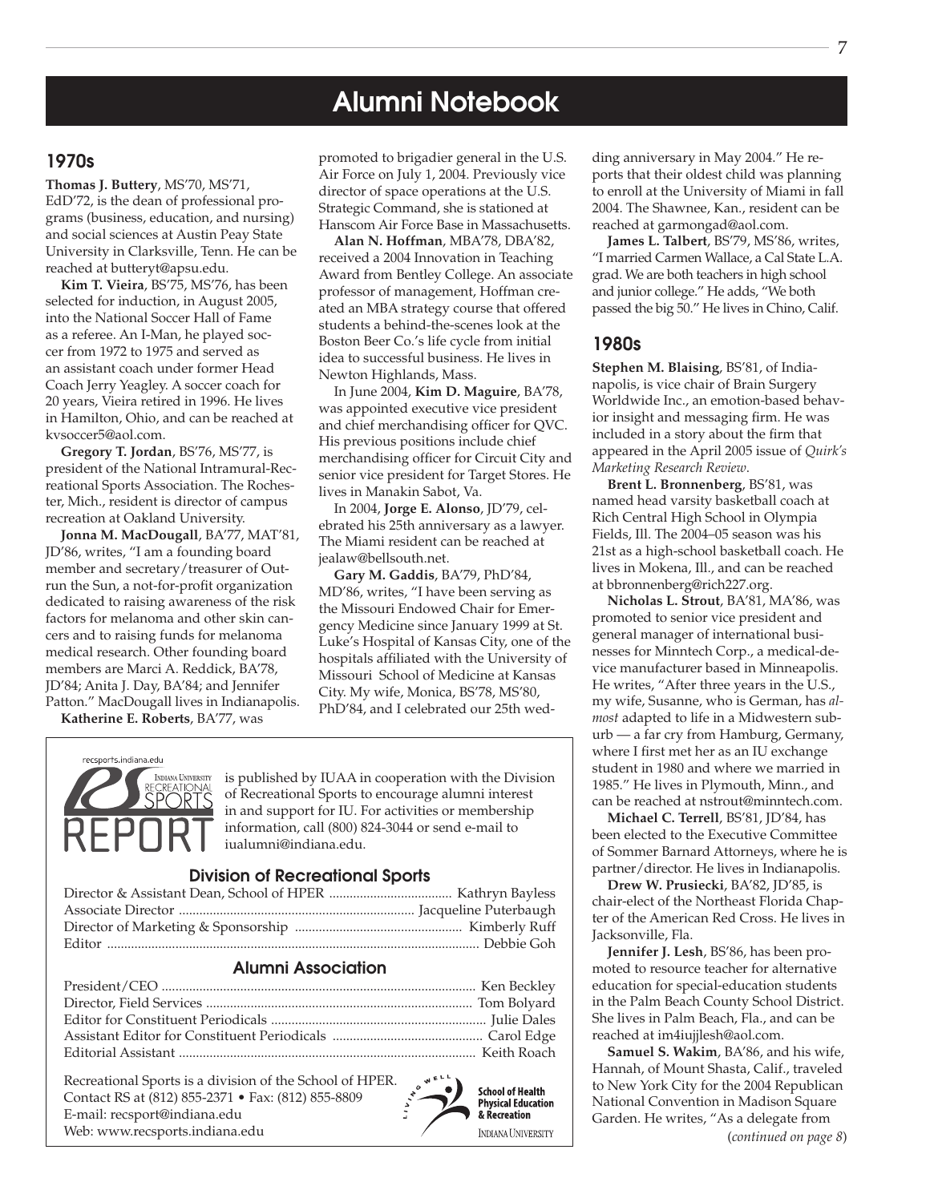# Alumni Notebook

## 1970s

**Thomas J. Buttery**, MS'70, MS'71, EdD'72, is the dean of professional programs (business, education, and nursing) and social sciences at Austin Peay State University in Clarksville, Tenn. He can be reached at butteryt@apsu.edu.

**Kim T. Vieira**, BS'75, MS'76, has been selected for induction, in August 2005, into the National Soccer Hall of Fame as a referee. An I-Man, he played soccer from 1972 to 1975 and served as an assistant coach under former Head Coach Jerry Yeagley. A soccer coach for 20 years, Vieira retired in 1996. He lives in Hamilton, Ohio, and can be reached at kvsoccer5@aol.com.

**Gregory T. Jordan**, BS'76, MS'77, is president of the National Intramural-Recreational Sports Association. The Rochester, Mich., resident is director of campus recreation at Oakland University.

**Jonna M. MacDougall**, BA'77, MAT'81, JD'86, writes, "I am a founding board member and secretary/treasurer of Outrun the Sun, a not-for-profit organization dedicated to raising awareness of the risk factors for melanoma and other skin cancers and to raising funds for melanoma medical research. Other founding board members are Marci A. Reddick, BA'78, JD'84; Anita J. Day, BA'84; and Jennifer Patton." MacDougall lives in Indianapolis.

**Katherine E. Roberts**, BA'77, was promoted to brigadier general in the U.S. Air Force on July 1, 2004. Previously vice director of space operations at the U.S. Strategic Command, she is stationed at Hanscom Air Force Base in Massachusetts.

**Alan N. Hoffman**, MBA'78, DBA'82, received a 2004 Innovation in Teaching Award from Bentley College. An associate professor of management, Hoffman created an MBA strategy course that offered students a behind-the-scenes look at the Boston Beer Co.'s life cycle from initial idea to successful business. He lives in Newton Highlands, Mass.

In June 2004, **Kim D. Maguire**, BA'78, was appointed executive vice president and chief merchandising officer for QVC. His previous positions include chief merchandising officer for Circuit City and senior vice president for Target Stores. He lives in Manakin Sabot, Va.

In 2004, **Jorge E. Alonso**, JD'79, celebrated his 25th anniversary as a lawyer. The Miami resident can be reached at jealaw@bellsouth.net.

**Gary M. Gaddis**, BA'79, PhD'84, MD'86, writes, "I have been serving as the Missouri Endowed Chair for Emergency Medicine since January 1999 at St. Luke's Hospital of Kansas City, one of the hospitals affiliated with the University of Missouri School of Medicine at Kansas City. My wife, Monica, BS'78, MS'80, PhD'84, and I celebrated our 25th wedding anniversary in May 2004." He reports that their oldest child was planning to enroll at the University of Miami in fall 2004. The Shawnee, Kan., resident can be reached at garmongad@aol.com.

**James L. Talbert**, BS'79, MS'86, writes, "I married Carmen Wallace, a Cal State L.A. grad. We are both teachers in high school and junior college." He adds, "We both passed the big 50." He lives in Chino, Calif.

## 1980s

**Stephen M. Blaising**, BS'81, of Indianapolis, is vice chair of Brain Surgery Worldwide Inc., an emotion-based behavior insight and messaging firm. He was included in a story about the firm that appeared in the April 2005 issue of *Quirk's Marketing Research Review*.

**Brent L. Bronnenberg**, BS'81, was named head varsity basketball coach at Rich Central High School in Olympia Fields, Ill. The 2004–05 season was his 21st as a high-school basketball coach. He lives in Mokena, Ill., and can be reached at bbronnenberg@rich227.org.

**Nicholas L. Strout**, BA'81, MA'86, was promoted to senior vice president and general manager of international businesses for Minntech Corp., a medical-device manufacturer based in Minneapolis. He writes, "After three years in the U.S., my wife, Susanne, who is German, has *almost* adapted to life in a Midwestern suburb — a far cry from Hamburg, Germany, where I first met her as an IU exchange student in 1980 and where we married in 1985." He lives in Plymouth, Minn., and can be reached at nstrout@minntech.com.

**Michael C. Terrell**, BS'81, JD'84, has been elected to the Executive Committee of Sommer Barnard Attorneys, where he is partner/director. He lives in Indianapolis.

**Drew W. Prusiecki**, BA'82, JD'85, is chair-elect of the Northeast Florida Chapter of the American Red Cross. He lives in Jacksonville, Fla.

**Jennifer J. Lesh**, BS'86, has been promoted to resource teacher for alternative education for special-education students in the Palm Beach County School District. She lives in Palm Beach, Fla., and can be reached at im4iujjlesh@aol.com.

**Samuel S. Wakim**, BA'86, and his wife, Hannah, of Mount Shasta, Calif., traveled to New York City for the 2004 Republican National Convention in Madison Square Garden. He writes, "As a delegate from

(*continued on page 8*)

---

recsports.indiana.edu

**Indiana University Recreational Sports REPORT** is published by IUAA in cooperation with the Division of Recreational Sports to encourage alumni interest in and support for IU. For activities or membership information, call (800) 824-3044 or send e-mail to iualumni@indiana.edu.

### Division of Recreational Sports

Director & Assistant Dean, School of HPER .................. Kathryn Bayless
Associate Director .................. Jacqueline Puterbaugh
Director of Marketing & Sponsorship .................. Kimberly Ruff
Editor .................. Debbie Goh

### Alumni Association

President/CEO .................. Ken Beckley
Director, Field Services .................. Tom Bolyard
Editor for Constituent Periodicals .................. Julie Dales
Assistant Editor for Constituent Periodicals .................. Carol Edge
Editorial Assistant .................. Keith Roach

Recreational Sports is a division of the School of HPER.
Contact RS at (812) 855-2371 • Fax: (812) 855-8809
E-mail: recsport@indiana.edu
Web: www.recsports.indiana.edu

Living Well — School of Health Physical Education & Recreation, Indiana University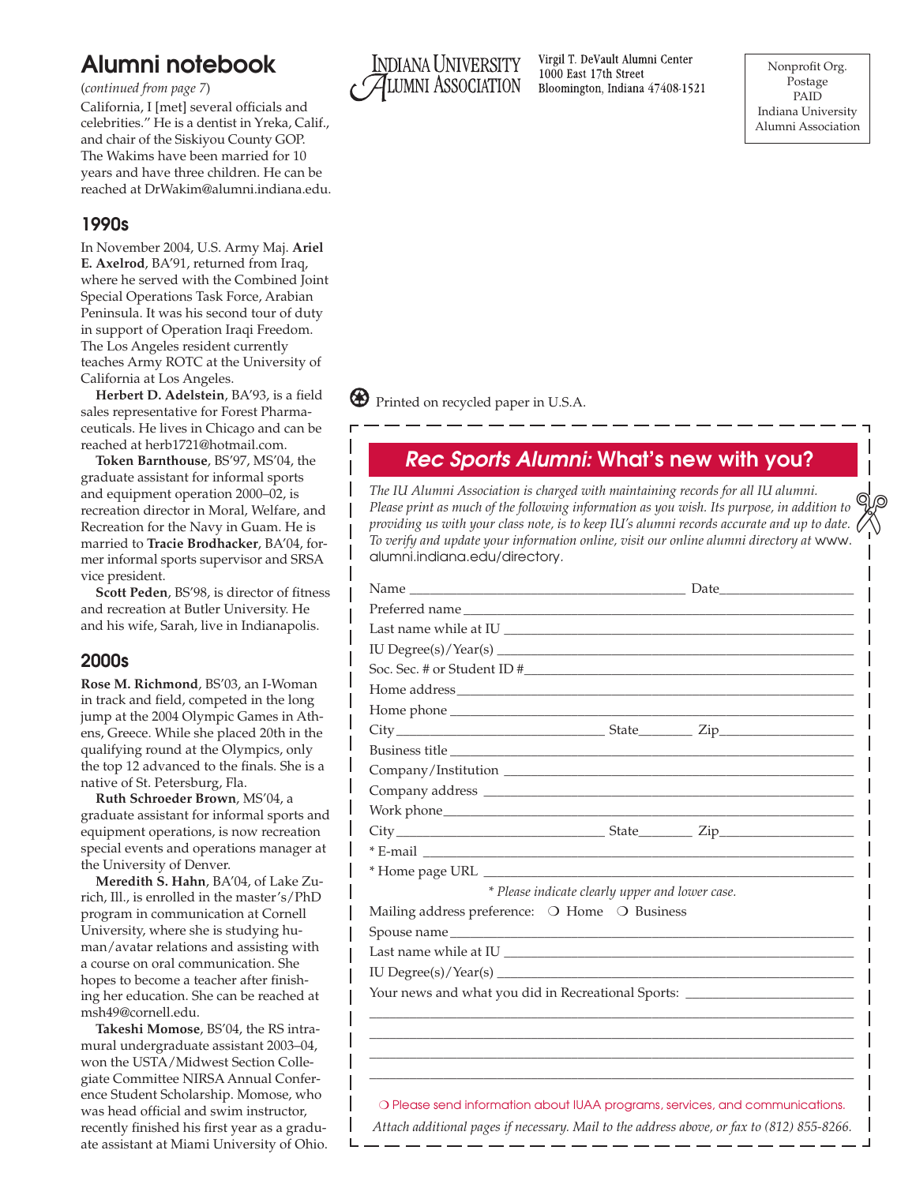# Alumni notebook

(*continued from page 7*)

California, I [met] several officials and celebrities." He is a dentist in Yreka, Calif., and chair of the Siskiyou County GOP. The Wakims have been married for 10 years and have three children. He can be reached at DrWakim@alumni.indiana.edu.

## 1990s

In November 2004, U.S. Army Maj. **Ariel E. Axelrod**, BA'91, returned from Iraq, where he served with the Combined Joint Special Operations Task Force, Arabian Peninsula. It was his second tour of duty in support of Operation Iraqi Freedom. The Los Angeles resident currently teaches Army ROTC at the University of California at Los Angeles.

**Herbert D. Adelstein**, BA'93, is a field sales representative for Forest Pharmaceuticals. He lives in Chicago and can be reached at herb1721@hotmail.com.

**Token Barnthouse**, BS'97, MS'04, the graduate assistant for informal sports and equipment operation 2000–02, is recreation director in Moral, Welfare, and Recreation for the Navy in Guam. He is married to **Tracie Brodhacker**, BA'04, former informal sports supervisor and SRSA vice president.

**Scott Peden**, BS'98, is director of fitness and recreation at Butler University. He and his wife, Sarah, live in Indianapolis.

## 2000s

**Rose M. Richmond**, BS'03, an I-Woman in track and field, competed in the long jump at the 2004 Olympic Games in Athens, Greece. While she placed 20th in the qualifying round at the Olympics, only the top 12 advanced to the finals. She is a native of St. Petersburg, Fla.

**Ruth Schroeder Brown**, MS'04, a graduate assistant for informal sports and equipment operations, is now recreation special events and operations manager at the University of Denver.

**Meredith S. Hahn**, BA'04, of Lake Zurich, Ill., is enrolled in the master's/PhD program in communication at Cornell University, where she is studying human/avatar relations and assisting with a course on oral communication. She hopes to become a teacher after finishing her education. She can be reached at msh49@cornell.edu.

**Takeshi Momose**, BS'04, the RS intramural undergraduate assistant 2003–04, won the USTA/Midwest Section Collegiate Committee NIRSA Annual Conference Student Scholarship. Momose, who was head official and swim instructor, recently finished his first year as a graduate assistant at Miami University of Ohio.

Indiana University Alumni Association
Virgil T. DeVault Alumni Center
1000 East 17th Street
Bloomington, Indiana 47408-1521

Nonprofit Org.
Postage
PAID
Indiana University
Alumni Association

Printed on recycled paper in U.S.A.

## *Rec Sports Alumni:* What's new with you?

*The IU Alumni Association is charged with maintaining records for all IU alumni. Please print as much of the following information as you wish. Its purpose, in addition to providing us with your class note, is to keep IU's alumni records accurate and up to date. To verify and update your information online, visit our online alumni directory at* www.alumni.indiana.edu/directory.

Name ______________________ Date ____________

Preferred name ______________________

Last name while at IU ______________________

IU Degree(s)/Year(s) ______________________

Soc. Sec. # or Student ID # ______________________

Home address ______________________

Home phone ______________________

City ______________ State ______ Zip ____________

Business title ______________________

Company/Institution ______________________

Company address ______________________

Work phone ______________________

City ______________ State ______ Zip ____________

\* E-mail ______________________

\* Home page URL ______________________

*\* Please indicate clearly upper and lower case.*

Mailing address preference: ❍ Home ❍ Business

Spouse name ______________________

Last name while at IU ______________________

IU Degree(s)/Year(s) ______________________

Your news and what you did in Recreational Sports: ______________________

______________________

______________________

______________________

______________________

❍ Please send information about IUAA programs, services, and communications.

*Attach additional pages if necessary. Mail to the address above, or fax to (812) 855-8266.*